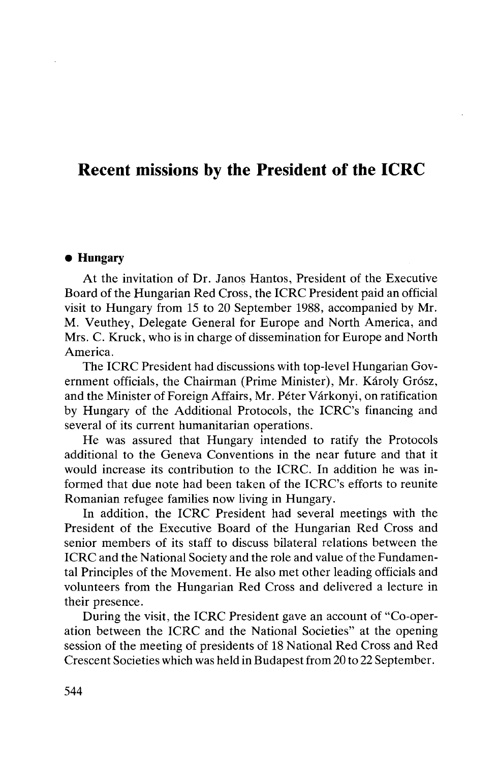# Recent missions by the President of the ICRC

## • Hungary

At the invitation of Dr. Janos Hantos, President of the Executive Board of the Hungarian Red Cross, the ICRC President paid an official visit to Hungary from 15 to 20 September 1988, accompanied by Mr. M. Veuthey, Delegate General for Europe and North America, and Mrs. C. Kruck, who is in charge of dissemination for Europe and North America.

The ICRC President had discussions with top-level Hungarian Government officials, the Chairman (Prime Minister), Mr. Károly Grósz, and the Minister of Foreign Affairs, Mr. Péter Várkonyi, on ratification by Hungary of the Additional Protocols, the ICRC's financing and several of its current humanitarian operations.

He was assured that Hungary intended to ratify the Protocols additional to the Geneva Conventions in the near future and that it would increase its contribution to the ICRC. In addition he was informed that due note had been taken of the ICRC's efforts to reunite Romanian refugee families now living in Hungary.

In addition, the ICRC President had several meetings with the President of the Executive Board of the Hungarian Red Cross and senior members of its staff to discuss bilateral relations between the ICRC and the National Society and the role and value of the Fundamental Principles of the Movement. He also met other leading officials and volunteers from the Hungarian Red Cross and delivered a lecture in their presence.

During the visit, the ICRC President gave an account of "Co-operation between the ICRC and the National Societies" at the opening session of the meeting of presidents of 18 National Red Cross and Red Crescent Societies which was held in Budapest from 20 to 22 September.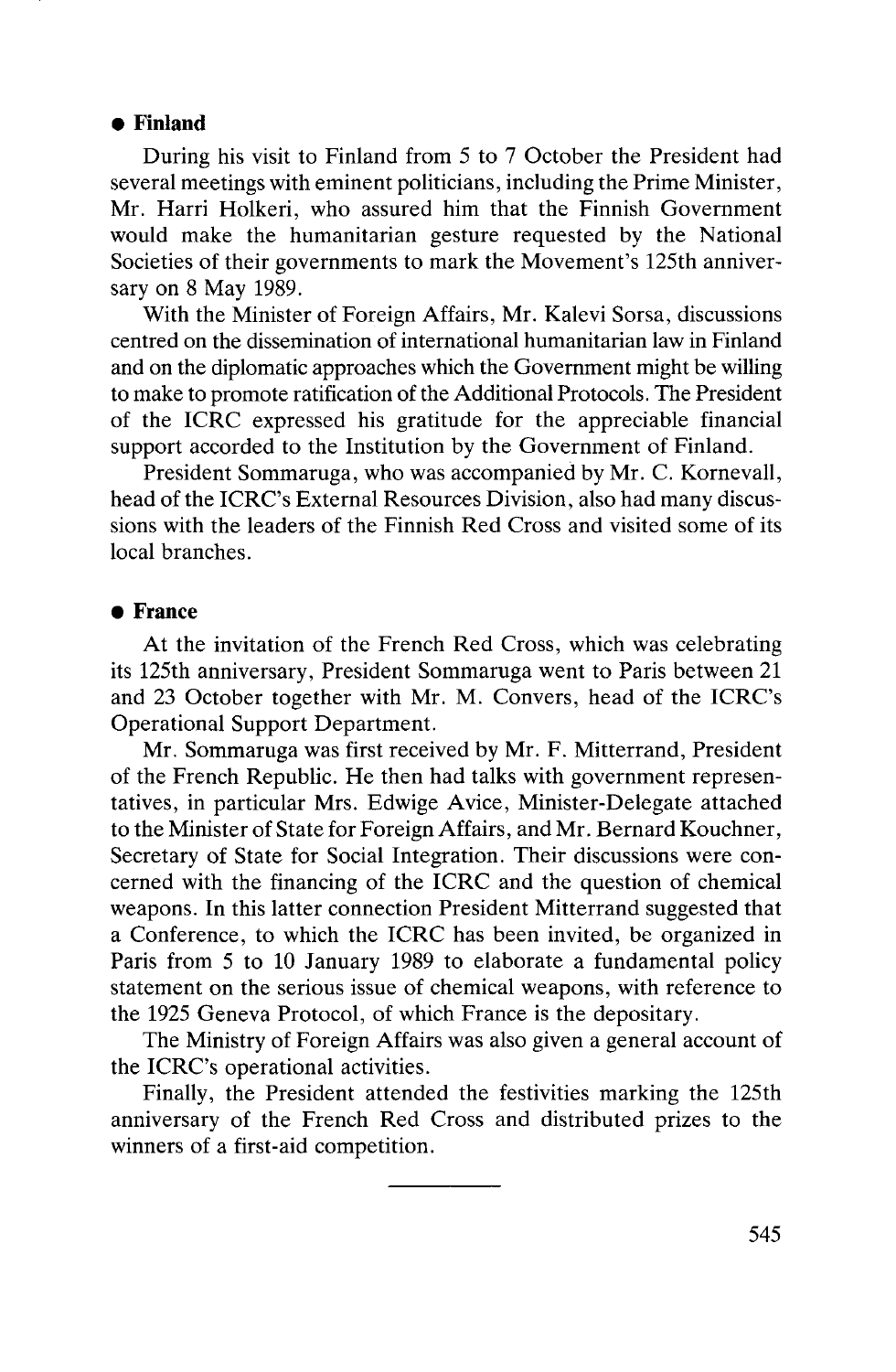## • Finland

During his visit to Finland from 5 to 7 October the President had several meetings with eminent politicians, including the Prime Minister, Mr. Harri Holkeri, who assured him that the Finnish Government would make the humanitarian gesture requested by the National Societies of their governments to mark the Movement's 125th anniversary on 8 May 1989.

With the Minister of Foreign Affairs, Mr. Kalevi Sorsa, discussions centred on the dissemination of international humanitarian law in Finland and on the diplomatic approaches which the Government might be willing to make to promote ratification of the Additional Protocols. The President of the ICRC expressed his gratitude for the appreciable financial support accorded to the Institution by the Government of Finland.

President Sommaruga, who was accompanied by Mr. C. Kornevall, head of the ICRC's External Resources Division, also had many discussions with the leaders of the Finnish Red Cross and visited some of its local branches.

## • France

At the invitation of the French Red Cross, which was celebrating its 125th anniversary, President Sommaruga went to Paris between 21 and 23 October together with Mr. M. Convers, head of the ICRC's Operational Support Department.

Mr. Sommaruga was first received by Mr. F. Mitterrand, President of the French Republic. He then had talks with government representatives, in particular Mrs. Edwige Avice, Minister-Delegate attached to the Minister of State for Foreign Affairs, and Mr. Bernard Kouchner, Secretary of State for Social Integration. Their discussions were concerned with the financing of the ICRC and the question of chemical weapons. In this latter connection President Mitterrand suggested that a Conference, to which the ICRC has been invited, be organized in Paris from 5 to 10 January 1989 to elaborate a fundamental policy statement on the serious issue of chemical weapons, with reference to the 1925 Geneva Protocol, of which France is the depositary.

The Ministry of Foreign Affairs was also given a general account of the ICRC's operational activities.

Finally, the President attended the festivities marking the 125th anniversary of the French Red Cross and distributed prizes to the winners of a first-aid competition.